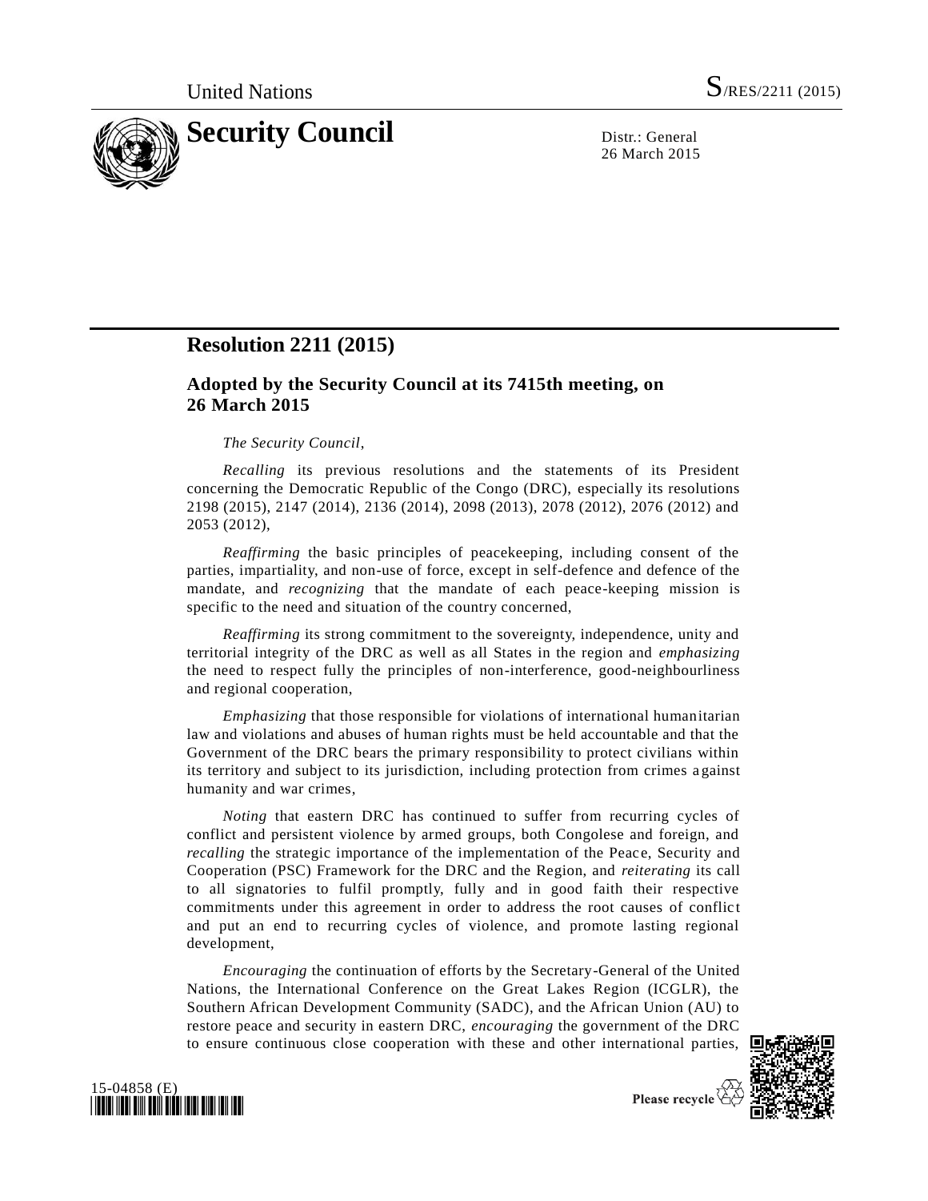United Nations S/RES/2211 (2015)

# Security Council

Distr.: General
26 March 2015

## Resolution 2211 (2015)

### Adopted by the Security Council at its 7415th meeting, on 26 March 2015

*The Security Council*,

*Recalling* its previous resolutions and the statements of its President concerning the Democratic Republic of the Congo (DRC), especially its resolutions 2198 (2015), 2147 (2014), 2136 (2014), 2098 (2013), 2078 (2012), 2076 (2012) and 2053 (2012),

*Reaffirming* the basic principles of peacekeeping, including consent of the parties, impartiality, and non-use of force, except in self-defence and defence of the mandate, and *recognizing* that the mandate of each peace-keeping mission is specific to the need and situation of the country concerned,

*Reaffirming* its strong commitment to the sovereignty, independence, unity and territorial integrity of the DRC as well as all States in the region and *emphasizing* the need to respect fully the principles of non-interference, good-neighbourliness and regional cooperation,

*Emphasizing* that those responsible for violations of international humanitarian law and violations and abuses of human rights must be held accountable and that the Government of the DRC bears the primary responsibility to protect civilians within its territory and subject to its jurisdiction, including protection from crimes against humanity and war crimes,

*Noting* that eastern DRC has continued to suffer from recurring cycles of conflict and persistent violence by armed groups, both Congolese and foreign, and *recalling* the strategic importance of the implementation of the Peace, Security and Cooperation (PSC) Framework for the DRC and the Region, and *reiterating* its call to all signatories to fulfil promptly, fully and in good faith their respective commitments under this agreement in order to address the root causes of conflict and put an end to recurring cycles of violence, and promote lasting regional development,

*Encouraging* the continuation of efforts by the Secretary-General of the United Nations, the International Conference on the Great Lakes Region (ICGLR), the Southern African Development Community (SADC), and the African Union (AU) to restore peace and security in eastern DRC, *encouraging* the government of the DRC to ensure continuous close cooperation with these and other international parties,

15-04858 (E)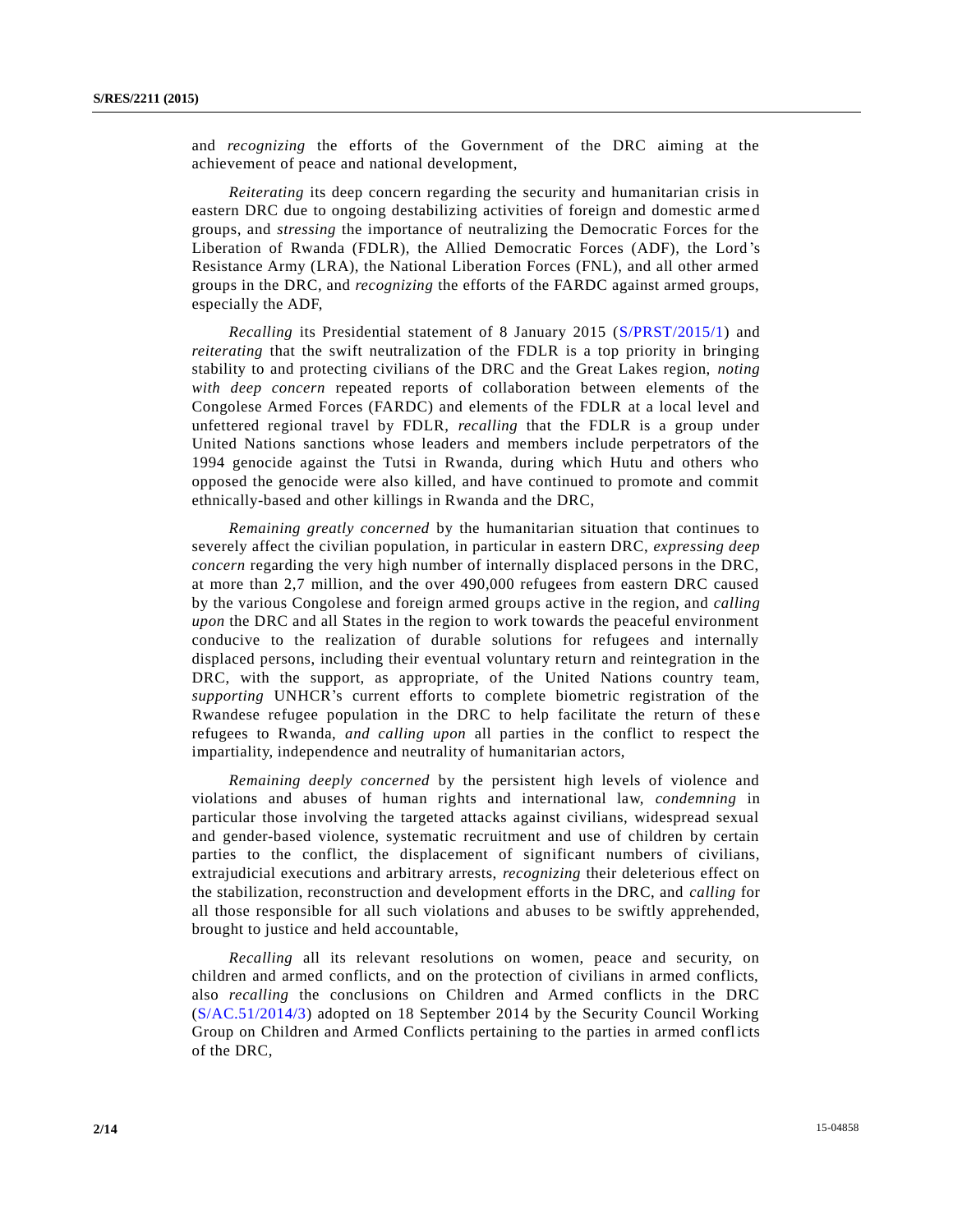and *recognizing* the efforts of the Government of the DRC aiming at the achievement of peace and national development,

*Reiterating* its deep concern regarding the security and humanitarian crisis in eastern DRC due to ongoing destabilizing activities of foreign and domestic armed groups, and *stressing* the importance of neutralizing the Democratic Forces for the Liberation of Rwanda (FDLR), the Allied Democratic Forces (ADF), the Lord's Resistance Army (LRA), the National Liberation Forces (FNL), and all other armed groups in the DRC, and *recognizing* the efforts of the FARDC against armed groups, especially the ADF,

*Recalling* its Presidential statement of 8 January 2015 (S/PRST/2015/1) and *reiterating* that the swift neutralization of the FDLR is a top priority in bringing stability to and protecting civilians of the DRC and the Great Lakes region, *noting with deep concern* repeated reports of collaboration between elements of the Congolese Armed Forces (FARDC) and elements of the FDLR at a local level and unfettered regional travel by FDLR, *recalling* that the FDLR is a group under United Nations sanctions whose leaders and members include perpetrators of the 1994 genocide against the Tutsi in Rwanda, during which Hutu and others who opposed the genocide were also killed, and have continued to promote and commit ethnically-based and other killings in Rwanda and the DRC,

*Remaining greatly concerned* by the humanitarian situation that continues to severely affect the civilian population, in particular in eastern DRC, *expressing deep concern* regarding the very high number of internally displaced persons in the DRC, at more than 2,7 million, and the over 490,000 refugees from eastern DRC caused by the various Congolese and foreign armed groups active in the region, and *calling upon* the DRC and all States in the region to work towards the peaceful environment conducive to the realization of durable solutions for refugees and internally displaced persons, including their eventual voluntary return and reintegration in the DRC, with the support, as appropriate, of the United Nations country team, *supporting* UNHCR's current efforts to complete biometric registration of the Rwandese refugee population in the DRC to help facilitate the return of these refugees to Rwanda, *and calling upon* all parties in the conflict to respect the impartiality, independence and neutrality of humanitarian actors,

*Remaining deeply concerned* by the persistent high levels of violence and violations and abuses of human rights and international law, *condemning* in particular those involving the targeted attacks against civilians, widespread sexual and gender-based violence, systematic recruitment and use of children by certain parties to the conflict, the displacement of significant numbers of civilians, extrajudicial executions and arbitrary arrests, *recognizing* their deleterious effect on the stabilization, reconstruction and development efforts in the DRC, and *calling* for all those responsible for all such violations and abuses to be swiftly apprehended, brought to justice and held accountable,

*Recalling* all its relevant resolutions on women, peace and security, on children and armed conflicts, and on the protection of civilians in armed conflicts, also *recalling* the conclusions on Children and Armed conflicts in the DRC (S/AC.51/2014/3) adopted on 18 September 2014 by the Security Council Working Group on Children and Armed Conflicts pertaining to the parties in armed conflicts of the DRC,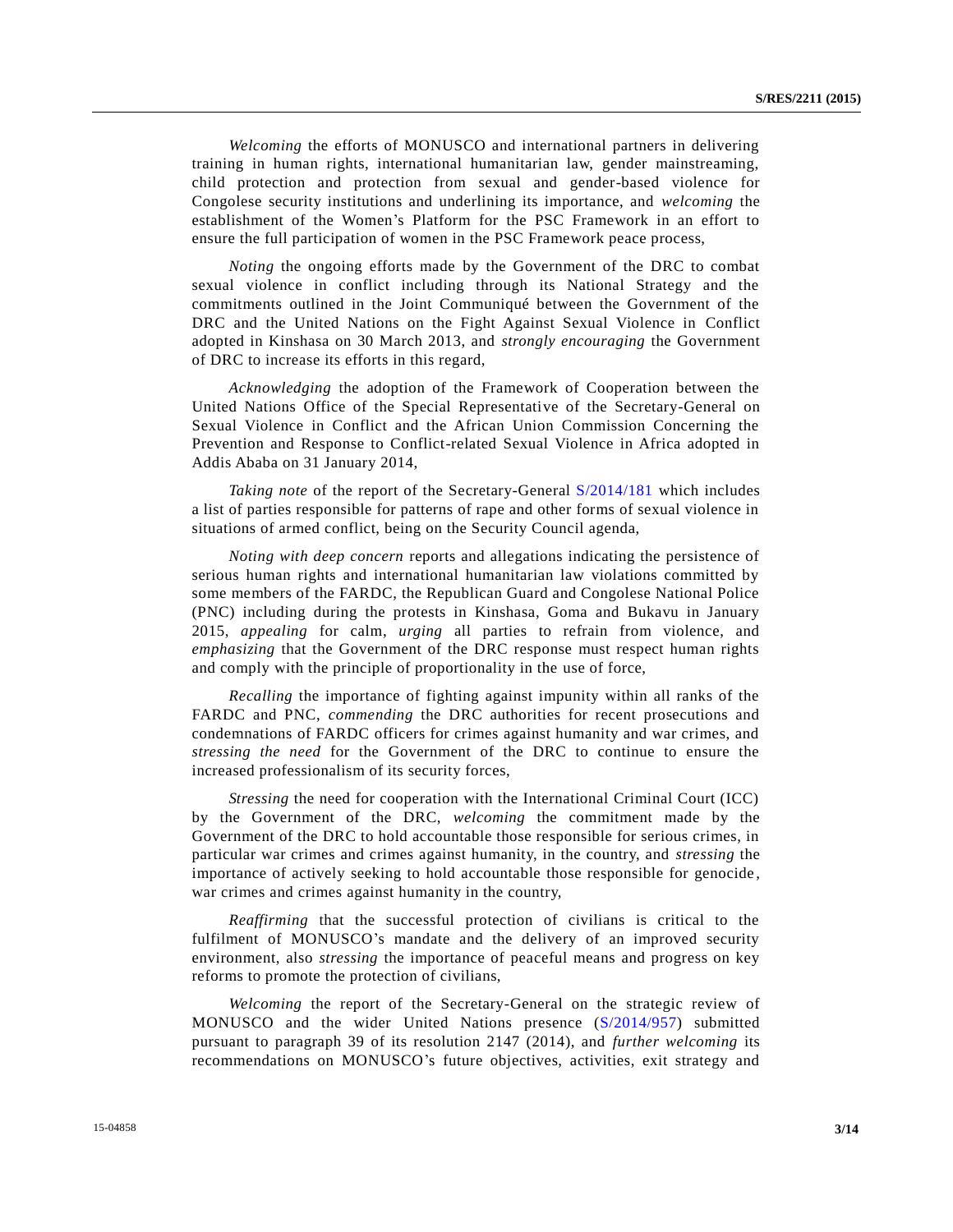*Welcoming* the efforts of MONUSCO and international partners in delivering training in human rights, international humanitarian law, gender mainstreaming, child protection and protection from sexual and gender-based violence for Congolese security institutions and underlining its importance, and *welcoming* the establishment of the Women's Platform for the PSC Framework in an effort to ensure the full participation of women in the PSC Framework peace process,

*Noting* the ongoing efforts made by the Government of the DRC to combat sexual violence in conflict including through its National Strategy and the commitments outlined in the Joint Communiqué between the Government of the DRC and the United Nations on the Fight Against Sexual Violence in Conflict adopted in Kinshasa on 30 March 2013, and *strongly encouraging* the Government of DRC to increase its efforts in this regard,

*Acknowledging* the adoption of the Framework of Cooperation between the United Nations Office of the Special Representative of the Secretary-General on Sexual Violence in Conflict and the African Union Commission Concerning the Prevention and Response to Conflict-related Sexual Violence in Africa adopted in Addis Ababa on 31 January 2014,

*Taking note* of the report of the Secretary-General S/2014/181 which includes a list of parties responsible for patterns of rape and other forms of sexual violence in situations of armed conflict, being on the Security Council agenda,

*Noting with deep concern* reports and allegations indicating the persistence of serious human rights and international humanitarian law violations committed by some members of the FARDC, the Republican Guard and Congolese National Police (PNC) including during the protests in Kinshasa, Goma and Bukavu in January 2015, *appealing* for calm, *urging* all parties to refrain from violence, and *emphasizing* that the Government of the DRC response must respect human rights and comply with the principle of proportionality in the use of force,

*Recalling* the importance of fighting against impunity within all ranks of the FARDC and PNC, *commending* the DRC authorities for recent prosecutions and condemnations of FARDC officers for crimes against humanity and war crimes, and *stressing the need* for the Government of the DRC to continue to ensure the increased professionalism of its security forces,

*Stressing* the need for cooperation with the International Criminal Court (ICC) by the Government of the DRC, *welcoming* the commitment made by the Government of the DRC to hold accountable those responsible for serious crimes, in particular war crimes and crimes against humanity, in the country, and *stressing* the importance of actively seeking to hold accountable those responsible for genocide, war crimes and crimes against humanity in the country,

*Reaffirming* that the successful protection of civilians is critical to the fulfilment of MONUSCO's mandate and the delivery of an improved security environment, also *stressing* the importance of peaceful means and progress on key reforms to promote the protection of civilians,

*Welcoming* the report of the Secretary-General on the strategic review of MONUSCO and the wider United Nations presence (S/2014/957) submitted pursuant to paragraph 39 of its resolution 2147 (2014), and *further welcoming* its recommendations on MONUSCO's future objectives, activities, exit strategy and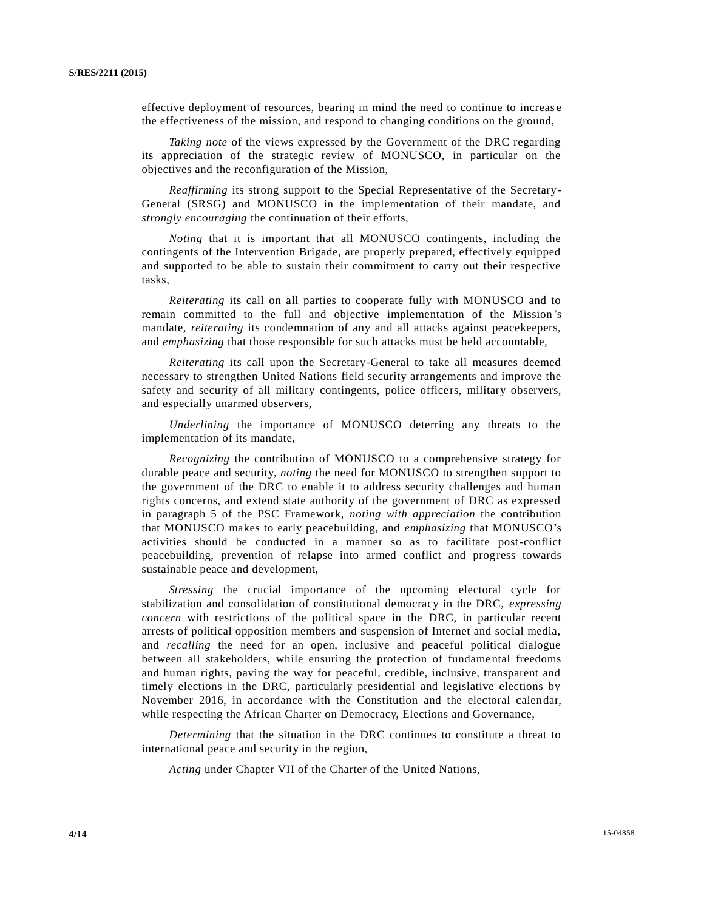effective deployment of resources, bearing in mind the need to continue to increase the effectiveness of the mission, and respond to changing conditions on the ground,

*Taking note* of the views expressed by the Government of the DRC regarding its appreciation of the strategic review of MONUSCO, in particular on the objectives and the reconfiguration of the Mission,

*Reaffirming* its strong support to the Special Representative of the Secretary-General (SRSG) and MONUSCO in the implementation of their mandate, and *strongly encouraging* the continuation of their efforts,

*Noting* that it is important that all MONUSCO contingents, including the contingents of the Intervention Brigade, are properly prepared, effectively equipped and supported to be able to sustain their commitment to carry out their respective tasks,

*Reiterating* its call on all parties to cooperate fully with MONUSCO and to remain committed to the full and objective implementation of the Mission's mandate, *reiterating* its condemnation of any and all attacks against peacekeepers, and *emphasizing* that those responsible for such attacks must be held accountable,

*Reiterating* its call upon the Secretary-General to take all measures deemed necessary to strengthen United Nations field security arrangements and improve the safety and security of all military contingents, police officers, military observers, and especially unarmed observers,

*Underlining* the importance of MONUSCO deterring any threats to the implementation of its mandate,

*Recognizing* the contribution of MONUSCO to a comprehensive strategy for durable peace and security, *noting* the need for MONUSCO to strengthen support to the government of the DRC to enable it to address security challenges and human rights concerns, and extend state authority of the government of DRC as expressed in paragraph 5 of the PSC Framework, *noting with appreciation* the contribution that MONUSCO makes to early peacebuilding, and *emphasizing* that MONUSCO's activities should be conducted in a manner so as to facilitate post-conflict peacebuilding, prevention of relapse into armed conflict and progress towards sustainable peace and development,

*Stressing* the crucial importance of the upcoming electoral cycle for stabilization and consolidation of constitutional democracy in the DRC, *expressing concern* with restrictions of the political space in the DRC, in particular recent arrests of political opposition members and suspension of Internet and social media, and *recalling* the need for an open, inclusive and peaceful political dialogue between all stakeholders, while ensuring the protection of fundamental freedoms and human rights, paving the way for peaceful, credible, inclusive, transparent and timely elections in the DRC, particularly presidential and legislative elections by November 2016, in accordance with the Constitution and the electoral calendar, while respecting the African Charter on Democracy, Elections and Governance,

*Determining* that the situation in the DRC continues to constitute a threat to international peace and security in the region,

*Acting* under Chapter VII of the Charter of the United Nations,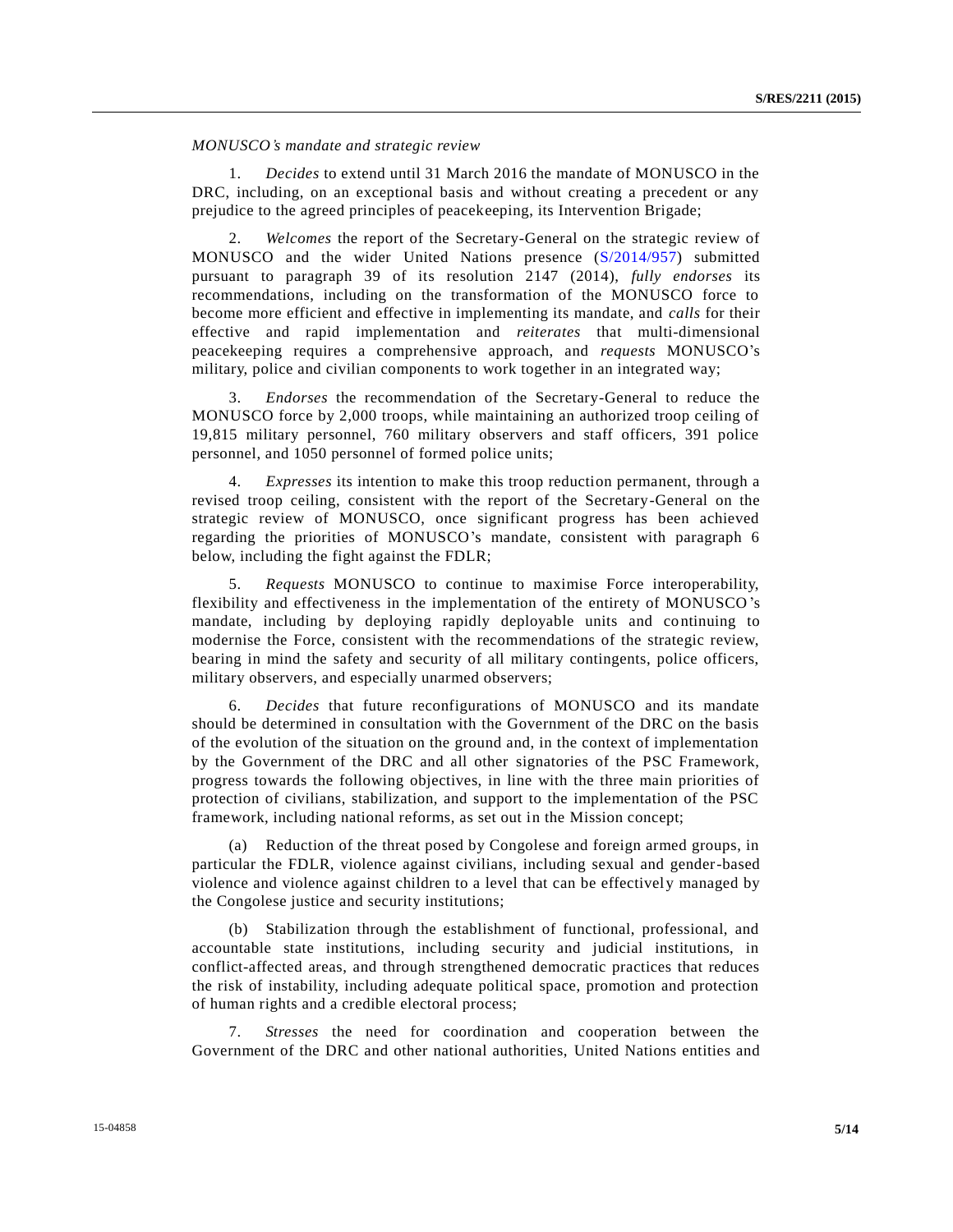*MONUSCO's mandate and strategic review*

1. *Decides* to extend until 31 March 2016 the mandate of MONUSCO in the DRC, including, on an exceptional basis and without creating a precedent or any prejudice to the agreed principles of peacekeeping, its Intervention Brigade;

2. *Welcomes* the report of the Secretary-General on the strategic review of MONUSCO and the wider United Nations presence (S/2014/957) submitted pursuant to paragraph 39 of its resolution 2147 (2014), *fully endorses* its recommendations, including on the transformation of the MONUSCO force to become more efficient and effective in implementing its mandate, and *calls* for their effective and rapid implementation and *reiterates* that multi-dimensional peacekeeping requires a comprehensive approach, and *requests* MONUSCO's military, police and civilian components to work together in an integrated way;

3. *Endorses* the recommendation of the Secretary-General to reduce the MONUSCO force by 2,000 troops, while maintaining an authorized troop ceiling of 19,815 military personnel, 760 military observers and staff officers, 391 police personnel, and 1050 personnel of formed police units;

4. *Expresses* its intention to make this troop reduction permanent, through a revised troop ceiling, consistent with the report of the Secretary-General on the strategic review of MONUSCO, once significant progress has been achieved regarding the priorities of MONUSCO's mandate, consistent with paragraph 6 below, including the fight against the FDLR;

5. *Requests* MONUSCO to continue to maximise Force interoperability, flexibility and effectiveness in the implementation of the entirety of MONUSCO's mandate, including by deploying rapidly deployable units and continuing to modernise the Force, consistent with the recommendations of the strategic review, bearing in mind the safety and security of all military contingents, police officers, military observers, and especially unarmed observers;

6. *Decides* that future reconfigurations of MONUSCO and its mandate should be determined in consultation with the Government of the DRC on the basis of the evolution of the situation on the ground and, in the context of implementation by the Government of the DRC and all other signatories of the PSC Framework, progress towards the following objectives, in line with the three main priorities of protection of civilians, stabilization, and support to the implementation of the PSC framework, including national reforms, as set out in the Mission concept;

(a) Reduction of the threat posed by Congolese and foreign armed groups, in particular the FDLR, violence against civilians, including sexual and gender-based violence and violence against children to a level that can be effectively managed by the Congolese justice and security institutions;

(b) Stabilization through the establishment of functional, professional, and accountable state institutions, including security and judicial institutions, in conflict-affected areas, and through strengthened democratic practices that reduces the risk of instability, including adequate political space, promotion and protection of human rights and a credible electoral process;

7. *Stresses* the need for coordination and cooperation between the Government of the DRC and other national authorities, United Nations entities and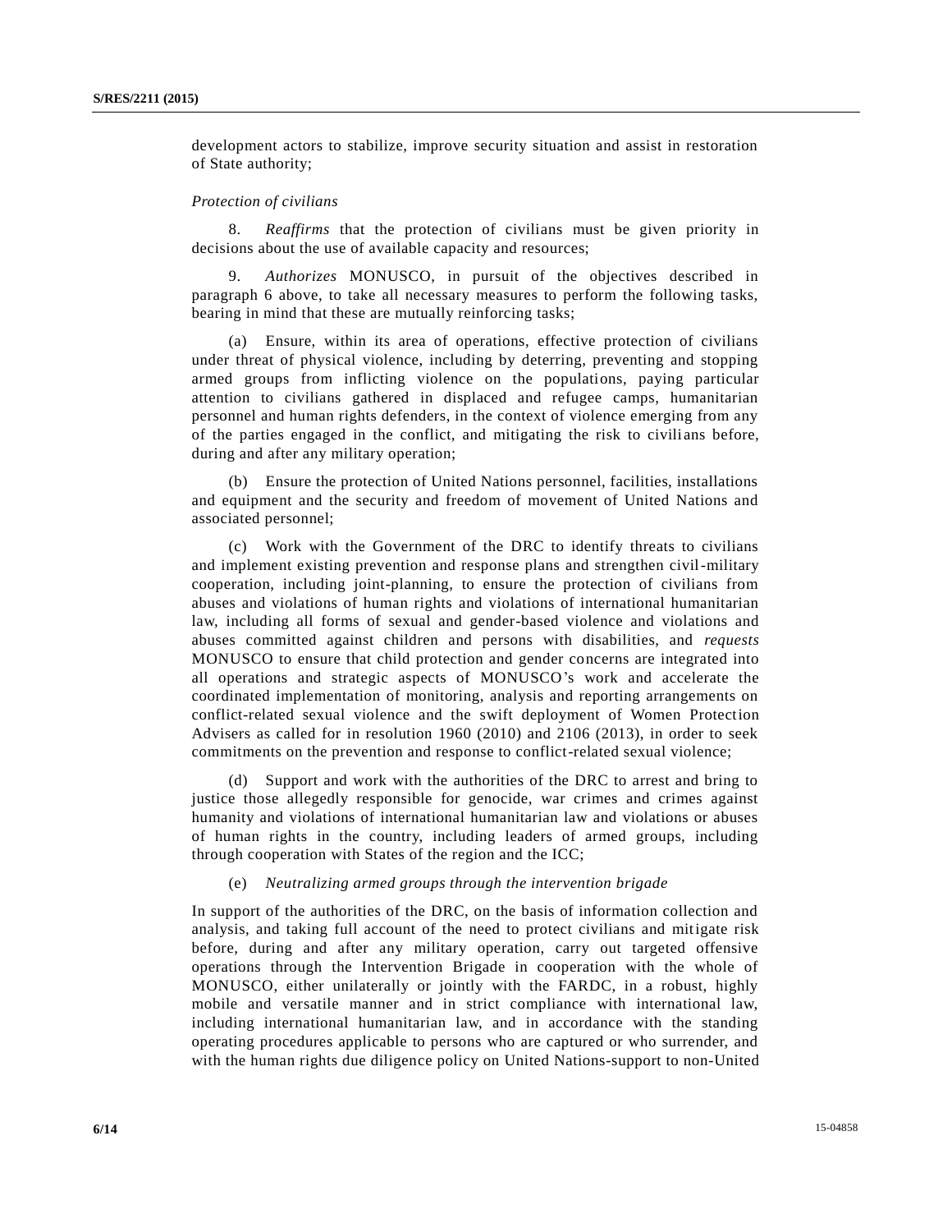development actors to stabilize, improve security situation and assist in restoration of State authority;

*Protection of civilians*

8. *Reaffirms* that the protection of civilians must be given priority in decisions about the use of available capacity and resources;

9. *Authorizes* MONUSCO, in pursuit of the objectives described in paragraph 6 above, to take all necessary measures to perform the following tasks, bearing in mind that these are mutually reinforcing tasks;

(a) Ensure, within its area of operations, effective protection of civilians under threat of physical violence, including by deterring, preventing and stopping armed groups from inflicting violence on the populations, paying particular attention to civilians gathered in displaced and refugee camps, humanitarian personnel and human rights defenders, in the context of violence emerging from any of the parties engaged in the conflict, and mitigating the risk to civilians before, during and after any military operation;

(b) Ensure the protection of United Nations personnel, facilities, installations and equipment and the security and freedom of movement of United Nations and associated personnel;

(c) Work with the Government of the DRC to identify threats to civilians and implement existing prevention and response plans and strengthen civil-military cooperation, including joint-planning, to ensure the protection of civilians from abuses and violations of human rights and violations of international humanitarian law, including all forms of sexual and gender-based violence and violations and abuses committed against children and persons with disabilities, and *requests* MONUSCO to ensure that child protection and gender concerns are integrated into all operations and strategic aspects of MONUSCO's work and accelerate the coordinated implementation of monitoring, analysis and reporting arrangements on conflict-related sexual violence and the swift deployment of Women Protection Advisers as called for in resolution 1960 (2010) and 2106 (2013), in order to seek commitments on the prevention and response to conflict-related sexual violence;

(d) Support and work with the authorities of the DRC to arrest and bring to justice those allegedly responsible for genocide, war crimes and crimes against humanity and violations of international humanitarian law and violations or abuses of human rights in the country, including leaders of armed groups, including through cooperation with States of the region and the ICC;

(e) *Neutralizing armed groups through the intervention brigade*

In support of the authorities of the DRC, on the basis of information collection and analysis, and taking full account of the need to protect civilians and mitigate risk before, during and after any military operation, carry out targeted offensive operations through the Intervention Brigade in cooperation with the whole of MONUSCO, either unilaterally or jointly with the FARDC, in a robust, highly mobile and versatile manner and in strict compliance with international law, including international humanitarian law, and in accordance with the standing operating procedures applicable to persons who are captured or who surrender, and with the human rights due diligence policy on United Nations-support to non-United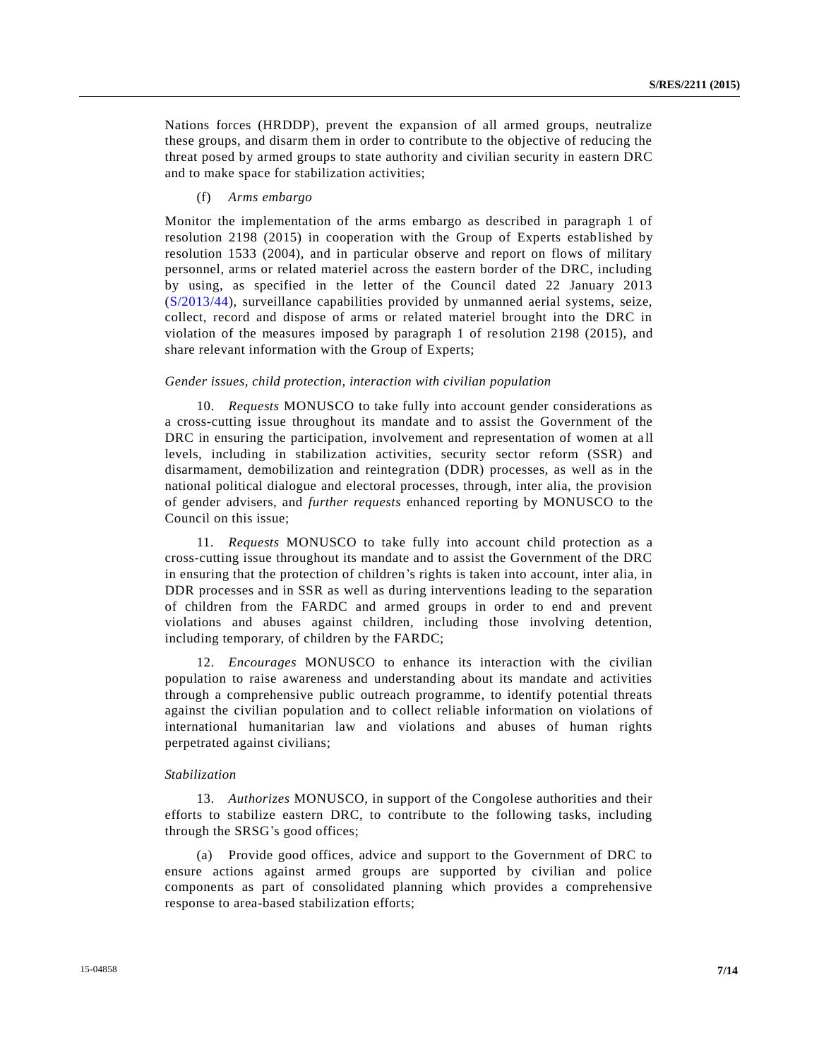Nations forces (HRDDP), prevent the expansion of all armed groups, neutralize these groups, and disarm them in order to contribute to the objective of reducing the threat posed by armed groups to state authority and civilian security in eastern DRC and to make space for stabilization activities;

(f) *Arms embargo*

Monitor the implementation of the arms embargo as described in paragraph 1 of resolution 2198 (2015) in cooperation with the Group of Experts established by resolution 1533 (2004), and in particular observe and report on flows of military personnel, arms or related materiel across the eastern border of the DRC, including by using, as specified in the letter of the Council dated 22 January 2013 (S/2013/44), surveillance capabilities provided by unmanned aerial systems, seize, collect, record and dispose of arms or related materiel brought into the DRC in violation of the measures imposed by paragraph 1 of resolution 2198 (2015), and share relevant information with the Group of Experts;

*Gender issues, child protection, interaction with civilian population*

10. *Requests* MONUSCO to take fully into account gender considerations as a cross-cutting issue throughout its mandate and to assist the Government of the DRC in ensuring the participation, involvement and representation of women at all levels, including in stabilization activities, security sector reform (SSR) and disarmament, demobilization and reintegration (DDR) processes, as well as in the national political dialogue and electoral processes, through, inter alia, the provision of gender advisers, and *further requests* enhanced reporting by MONUSCO to the Council on this issue;

11. *Requests* MONUSCO to take fully into account child protection as a cross-cutting issue throughout its mandate and to assist the Government of the DRC in ensuring that the protection of children's rights is taken into account, inter alia, in DDR processes and in SSR as well as during interventions leading to the separation of children from the FARDC and armed groups in order to end and prevent violations and abuses against children, including those involving detention, including temporary, of children by the FARDC;

12. *Encourages* MONUSCO to enhance its interaction with the civilian population to raise awareness and understanding about its mandate and activities through a comprehensive public outreach programme, to identify potential threats against the civilian population and to collect reliable information on violations of international humanitarian law and violations and abuses of human rights perpetrated against civilians;

*Stabilization*

13. *Authorizes* MONUSCO, in support of the Congolese authorities and their efforts to stabilize eastern DRC, to contribute to the following tasks, including through the SRSG's good offices;

(a) Provide good offices, advice and support to the Government of DRC to ensure actions against armed groups are supported by civilian and police components as part of consolidated planning which provides a comprehensive response to area-based stabilization efforts;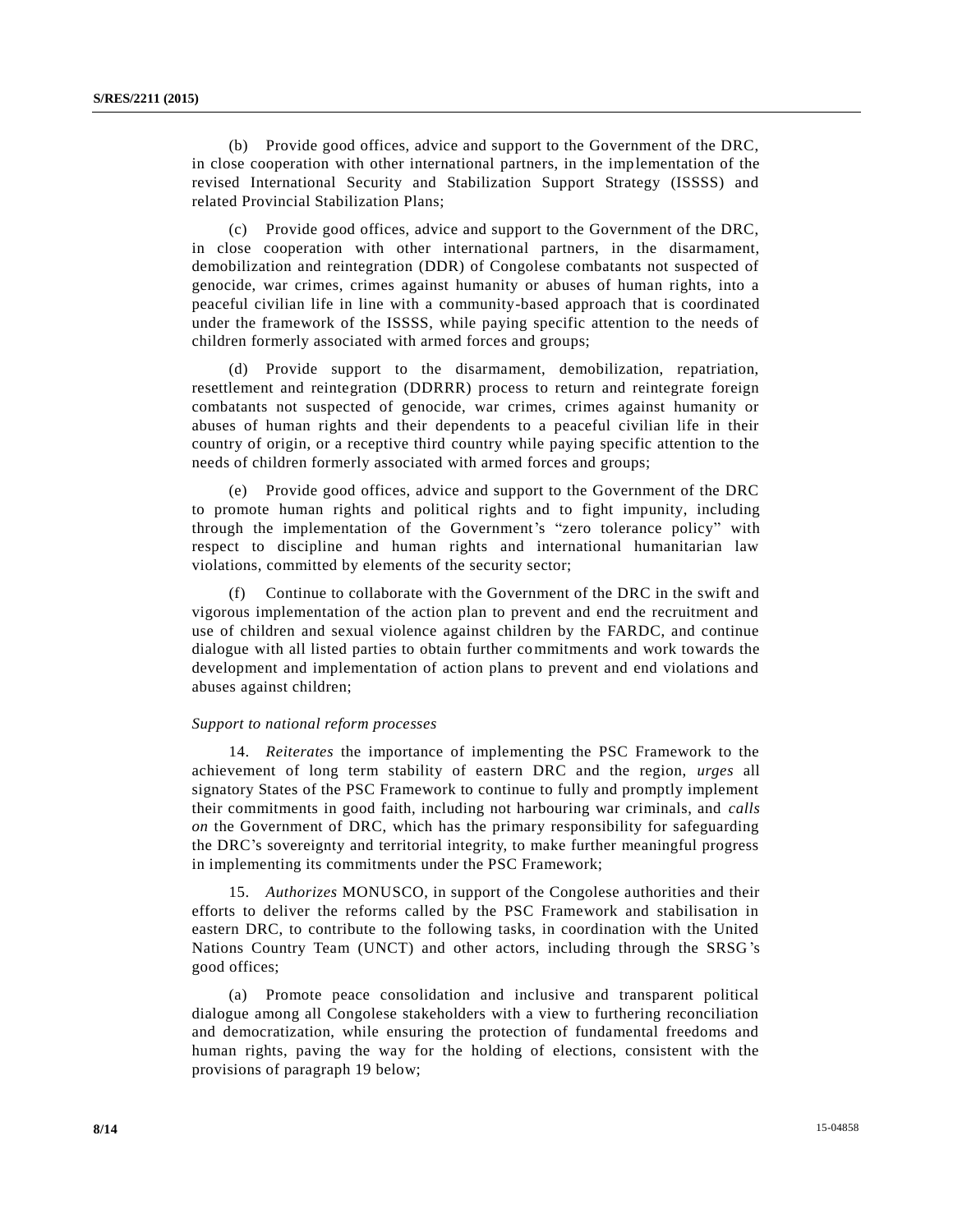(b) Provide good offices, advice and support to the Government of the DRC, in close cooperation with other international partners, in the implementation of the revised International Security and Stabilization Support Strategy (ISSSS) and related Provincial Stabilization Plans;

(c) Provide good offices, advice and support to the Government of the DRC, in close cooperation with other international partners, in the disarmament, demobilization and reintegration (DDR) of Congolese combatants not suspected of genocide, war crimes, crimes against humanity or abuses of human rights, into a peaceful civilian life in line with a community-based approach that is coordinated under the framework of the ISSSS, while paying specific attention to the needs of children formerly associated with armed forces and groups;

(d) Provide support to the disarmament, demobilization, repatriation, resettlement and reintegration (DDRRR) process to return and reintegrate foreign combatants not suspected of genocide, war crimes, crimes against humanity or abuses of human rights and their dependents to a peaceful civilian life in their country of origin, or a receptive third country while paying specific attention to the needs of children formerly associated with armed forces and groups;

(e) Provide good offices, advice and support to the Government of the DRC to promote human rights and political rights and to fight impunity, including through the implementation of the Government's "zero tolerance policy" with respect to discipline and human rights and international humanitarian law violations, committed by elements of the security sector;

(f) Continue to collaborate with the Government of the DRC in the swift and vigorous implementation of the action plan to prevent and end the recruitment and use of children and sexual violence against children by the FARDC, and continue dialogue with all listed parties to obtain further commitments and work towards the development and implementation of action plans to prevent and end violations and abuses against children;

*Support to national reform processes*

14. *Reiterates* the importance of implementing the PSC Framework to the achievement of long term stability of eastern DRC and the region, *urges* all signatory States of the PSC Framework to continue to fully and promptly implement their commitments in good faith, including not harbouring war criminals, and *calls on* the Government of DRC, which has the primary responsibility for safeguarding the DRC's sovereignty and territorial integrity, to make further meaningful progress in implementing its commitments under the PSC Framework;

15. *Authorizes* MONUSCO, in support of the Congolese authorities and their efforts to deliver the reforms called by the PSC Framework and stabilisation in eastern DRC, to contribute to the following tasks, in coordination with the United Nations Country Team (UNCT) and other actors, including through the SRSG's good offices;

(a) Promote peace consolidation and inclusive and transparent political dialogue among all Congolese stakeholders with a view to furthering reconciliation and democratization, while ensuring the protection of fundamental freedoms and human rights, paving the way for the holding of elections, consistent with the provisions of paragraph 19 below;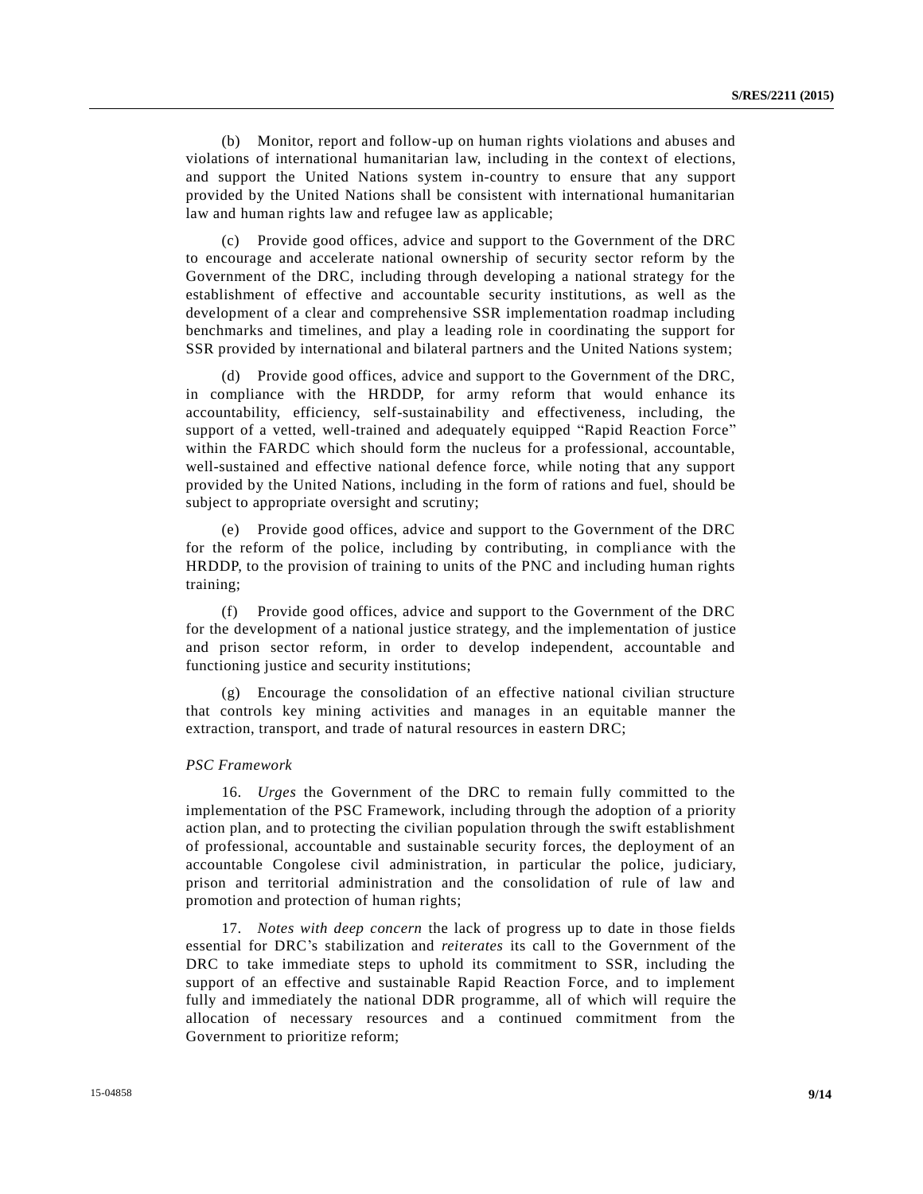(b) Monitor, report and follow-up on human rights violations and abuses and violations of international humanitarian law, including in the context of elections, and support the United Nations system in-country to ensure that any support provided by the United Nations shall be consistent with international humanitarian law and human rights law and refugee law as applicable;

(c) Provide good offices, advice and support to the Government of the DRC to encourage and accelerate national ownership of security sector reform by the Government of the DRC, including through developing a national strategy for the establishment of effective and accountable security institutions, as well as the development of a clear and comprehensive SSR implementation roadmap including benchmarks and timelines, and play a leading role in coordinating the support for SSR provided by international and bilateral partners and the United Nations system;

(d) Provide good offices, advice and support to the Government of the DRC, in compliance with the HRDDP, for army reform that would enhance its accountability, efficiency, self-sustainability and effectiveness, including, the support of a vetted, well-trained and adequately equipped "Rapid Reaction Force" within the FARDC which should form the nucleus for a professional, accountable, well-sustained and effective national defence force, while noting that any support provided by the United Nations, including in the form of rations and fuel, should be subject to appropriate oversight and scrutiny;

(e) Provide good offices, advice and support to the Government of the DRC for the reform of the police, including by contributing, in compliance with the HRDDP, to the provision of training to units of the PNC and including human rights training;

(f) Provide good offices, advice and support to the Government of the DRC for the development of a national justice strategy, and the implementation of justice and prison sector reform, in order to develop independent, accountable and functioning justice and security institutions;

(g) Encourage the consolidation of an effective national civilian structure that controls key mining activities and manages in an equitable manner the extraction, transport, and trade of natural resources in eastern DRC;

*PSC Framework*

16. *Urges* the Government of the DRC to remain fully committed to the implementation of the PSC Framework, including through the adoption of a priority action plan, and to protecting the civilian population through the swift establishment of professional, accountable and sustainable security forces, the deployment of an accountable Congolese civil administration, in particular the police, judiciary, prison and territorial administration and the consolidation of rule of law and promotion and protection of human rights;

17. *Notes with deep concern* the lack of progress up to date in those fields essential for DRC's stabilization and *reiterates* its call to the Government of the DRC to take immediate steps to uphold its commitment to SSR, including the support of an effective and sustainable Rapid Reaction Force, and to implement fully and immediately the national DDR programme, all of which will require the allocation of necessary resources and a continued commitment from the Government to prioritize reform;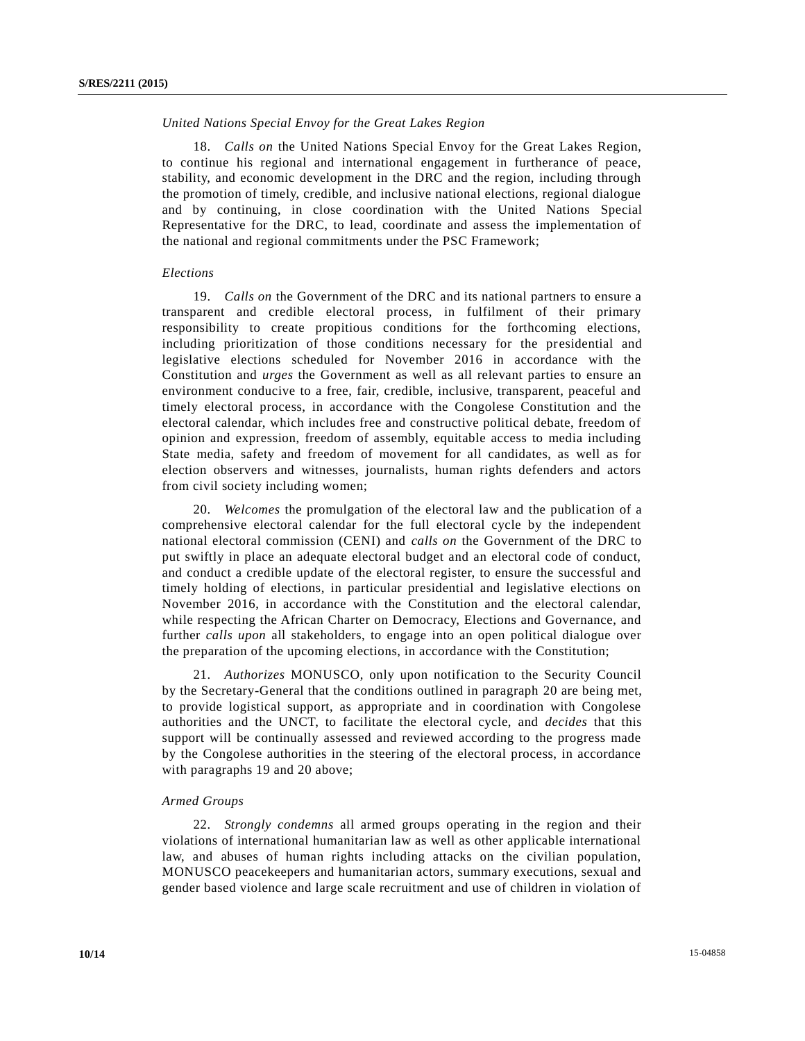*United Nations Special Envoy for the Great Lakes Region*

18. *Calls on* the United Nations Special Envoy for the Great Lakes Region, to continue his regional and international engagement in furtherance of peace, stability, and economic development in the DRC and the region, including through the promotion of timely, credible, and inclusive national elections, regional dialogue and by continuing, in close coordination with the United Nations Special Representative for the DRC, to lead, coordinate and assess the implementation of the national and regional commitments under the PSC Framework;

*Elections*

19. *Calls on* the Government of the DRC and its national partners to ensure a transparent and credible electoral process, in fulfilment of their primary responsibility to create propitious conditions for the forthcoming elections, including prioritization of those conditions necessary for the presidential and legislative elections scheduled for November 2016 in accordance with the Constitution and *urges* the Government as well as all relevant parties to ensure an environment conducive to a free, fair, credible, inclusive, transparent, peaceful and timely electoral process, in accordance with the Congolese Constitution and the electoral calendar, which includes free and constructive political debate, freedom of opinion and expression, freedom of assembly, equitable access to media including State media, safety and freedom of movement for all candidates, as well as for election observers and witnesses, journalists, human rights defenders and actors from civil society including women;

20. *Welcomes* the promulgation of the electoral law and the publication of a comprehensive electoral calendar for the full electoral cycle by the independent national electoral commission (CENI) and *calls on* the Government of the DRC to put swiftly in place an adequate electoral budget and an electoral code of conduct, and conduct a credible update of the electoral register, to ensure the successful and timely holding of elections, in particular presidential and legislative elections on November 2016, in accordance with the Constitution and the electoral calendar, while respecting the African Charter on Democracy, Elections and Governance, and further *calls upon* all stakeholders, to engage into an open political dialogue over the preparation of the upcoming elections, in accordance with the Constitution;

21. *Authorizes* MONUSCO, only upon notification to the Security Council by the Secretary-General that the conditions outlined in paragraph 20 are being met, to provide logistical support, as appropriate and in coordination with Congolese authorities and the UNCT, to facilitate the electoral cycle, and *decides* that this support will be continually assessed and reviewed according to the progress made by the Congolese authorities in the steering of the electoral process, in accordance with paragraphs 19 and 20 above;

*Armed Groups*

22. *Strongly condemns* all armed groups operating in the region and their violations of international humanitarian law as well as other applicable international law, and abuses of human rights including attacks on the civilian population, MONUSCO peacekeepers and humanitarian actors, summary executions, sexual and gender based violence and large scale recruitment and use of children in violation of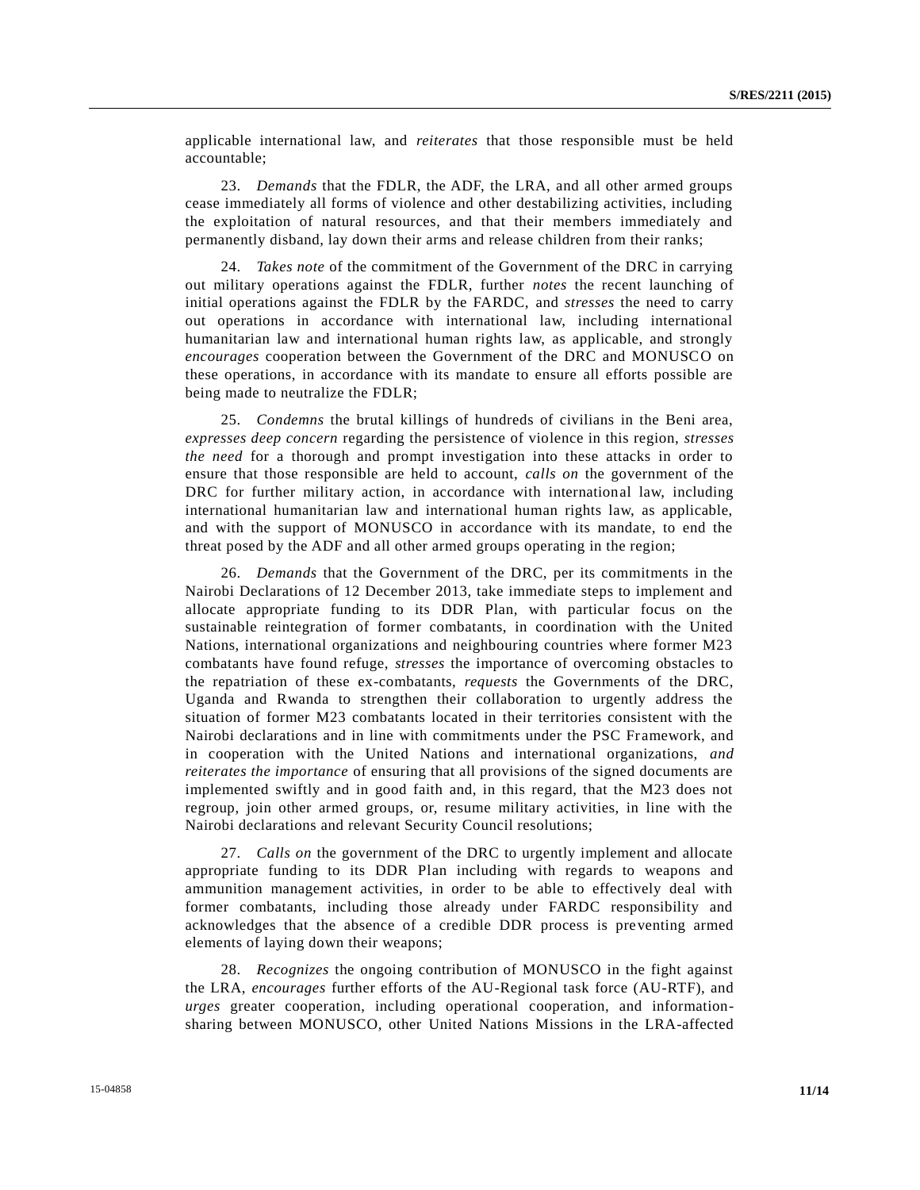applicable international law, and *reiterates* that those responsible must be held accountable;

23. *Demands* that the FDLR, the ADF, the LRA, and all other armed groups cease immediately all forms of violence and other destabilizing activities, including the exploitation of natural resources, and that their members immediately and permanently disband, lay down their arms and release children from their ranks;

24. *Takes note* of the commitment of the Government of the DRC in carrying out military operations against the FDLR, further *notes* the recent launching of initial operations against the FDLR by the FARDC, and *stresses* the need to carry out operations in accordance with international law, including international humanitarian law and international human rights law, as applicable, and strongly *encourages* cooperation between the Government of the DRC and MONUSCO on these operations, in accordance with its mandate to ensure all efforts possible are being made to neutralize the FDLR;

25. *Condemns* the brutal killings of hundreds of civilians in the Beni area, *expresses deep concern* regarding the persistence of violence in this region, *stresses the need* for a thorough and prompt investigation into these attacks in order to ensure that those responsible are held to account, *calls on* the government of the DRC for further military action, in accordance with international law, including international humanitarian law and international human rights law, as applicable, and with the support of MONUSCO in accordance with its mandate, to end the threat posed by the ADF and all other armed groups operating in the region;

26. *Demands* that the Government of the DRC, per its commitments in the Nairobi Declarations of 12 December 2013, take immediate steps to implement and allocate appropriate funding to its DDR Plan, with particular focus on the sustainable reintegration of former combatants, in coordination with the United Nations, international organizations and neighbouring countries where former M23 combatants have found refuge, *stresses* the importance of overcoming obstacles to the repatriation of these ex-combatants, *requests* the Governments of the DRC, Uganda and Rwanda to strengthen their collaboration to urgently address the situation of former M23 combatants located in their territories consistent with the Nairobi declarations and in line with commitments under the PSC Framework, and in cooperation with the United Nations and international organizations, *and reiterates the importance* of ensuring that all provisions of the signed documents are implemented swiftly and in good faith and, in this regard, that the M23 does not regroup, join other armed groups, or, resume military activities, in line with the Nairobi declarations and relevant Security Council resolutions;

27. *Calls on* the government of the DRC to urgently implement and allocate appropriate funding to its DDR Plan including with regards to weapons and ammunition management activities, in order to be able to effectively deal with former combatants, including those already under FARDC responsibility and acknowledges that the absence of a credible DDR process is preventing armed elements of laying down their weapons;

28. *Recognizes* the ongoing contribution of MONUSCO in the fight against the LRA, *encourages* further efforts of the AU-Regional task force (AU-RTF), and *urges* greater cooperation, including operational cooperation, and information-sharing between MONUSCO, other United Nations Missions in the LRA-affected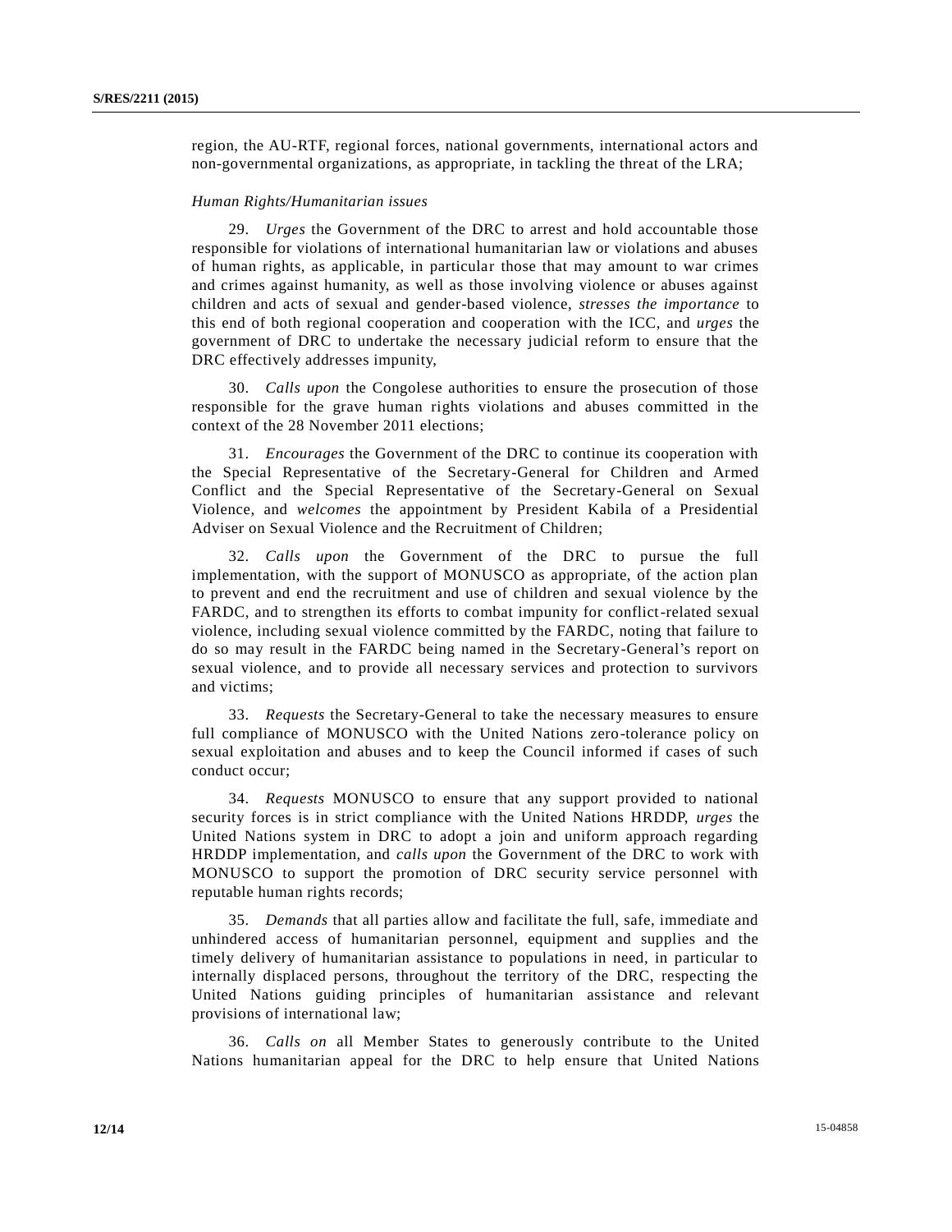region, the AU-RTF, regional forces, national governments, international actors and non-governmental organizations, as appropriate, in tackling the threat of the LRA;

*Human Rights/Humanitarian issues*

29. *Urges* the Government of the DRC to arrest and hold accountable those responsible for violations of international humanitarian law or violations and abuses of human rights, as applicable, in particular those that may amount to war crimes and crimes against humanity, as well as those involving violence or abuses against children and acts of sexual and gender-based violence, *stresses the importance* to this end of both regional cooperation and cooperation with the ICC, and *urges* the government of DRC to undertake the necessary judicial reform to ensure that the DRC effectively addresses impunity,

30. *Calls upon* the Congolese authorities to ensure the prosecution of those responsible for the grave human rights violations and abuses committed in the context of the 28 November 2011 elections;

31. *Encourages* the Government of the DRC to continue its cooperation with the Special Representative of the Secretary-General for Children and Armed Conflict and the Special Representative of the Secretary-General on Sexual Violence, and *welcomes* the appointment by President Kabila of a Presidential Adviser on Sexual Violence and the Recruitment of Children;

32. *Calls upon* the Government of the DRC to pursue the full implementation, with the support of MONUSCO as appropriate, of the action plan to prevent and end the recruitment and use of children and sexual violence by the FARDC, and to strengthen its efforts to combat impunity for conflict-related sexual violence, including sexual violence committed by the FARDC, noting that failure to do so may result in the FARDC being named in the Secretary-General's report on sexual violence, and to provide all necessary services and protection to survivors and victims;

33. *Requests* the Secretary-General to take the necessary measures to ensure full compliance of MONUSCO with the United Nations zero-tolerance policy on sexual exploitation and abuses and to keep the Council informed if cases of such conduct occur;

34. *Requests* MONUSCO to ensure that any support provided to national security forces is in strict compliance with the United Nations HRDDP, *urges* the United Nations system in DRC to adopt a join and uniform approach regarding HRDDP implementation, and *calls upon* the Government of the DRC to work with MONUSCO to support the promotion of DRC security service personnel with reputable human rights records;

35. *Demands* that all parties allow and facilitate the full, safe, immediate and unhindered access of humanitarian personnel, equipment and supplies and the timely delivery of humanitarian assistance to populations in need, in particular to internally displaced persons, throughout the territory of the DRC, respecting the United Nations guiding principles of humanitarian assistance and relevant provisions of international law;

36. *Calls on* all Member States to generously contribute to the United Nations humanitarian appeal for the DRC to help ensure that United Nations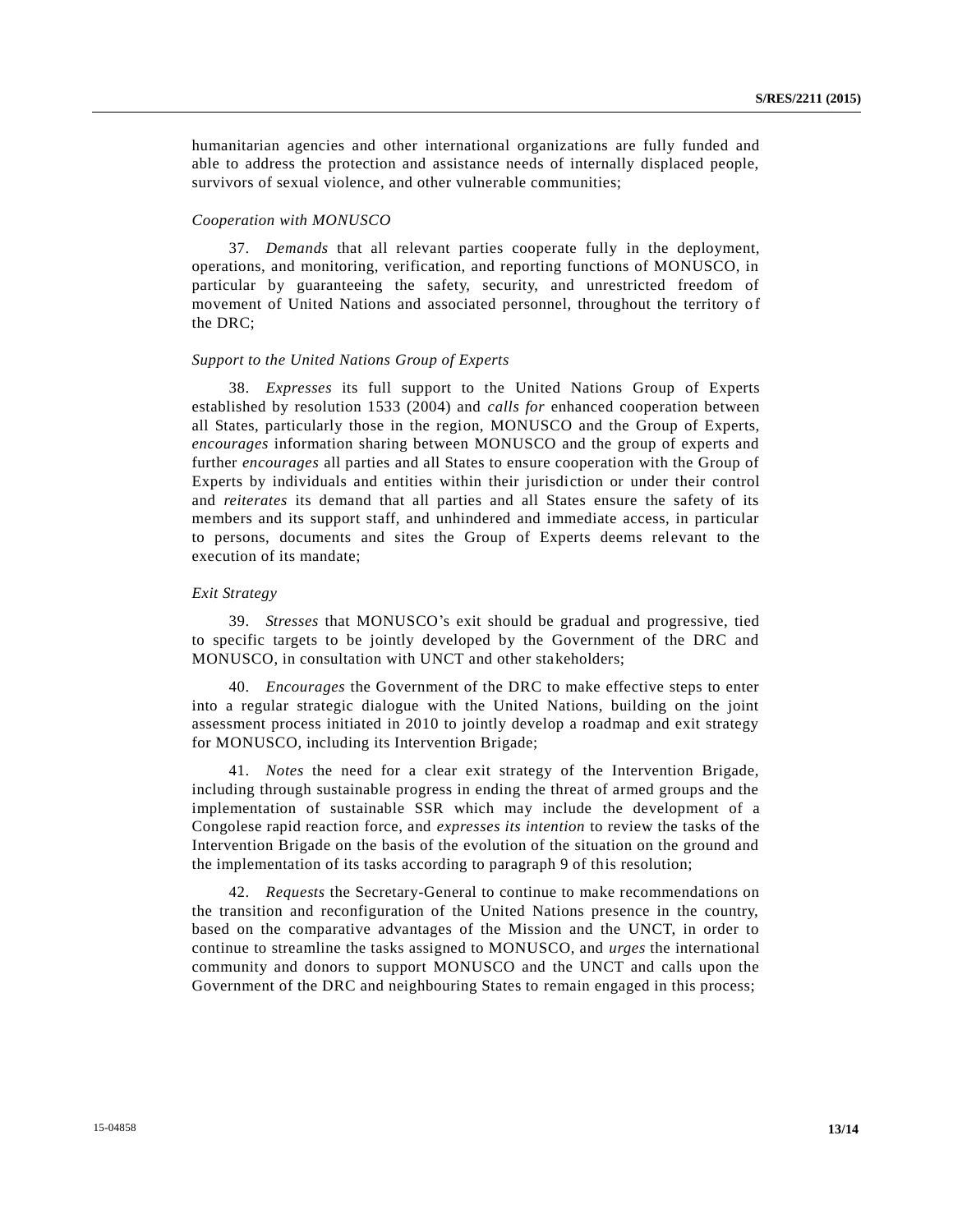humanitarian agencies and other international organizations are fully funded and able to address the protection and assistance needs of internally displaced people, survivors of sexual violence, and other vulnerable communities;

*Cooperation with MONUSCO*

37. *Demands* that all relevant parties cooperate fully in the deployment, operations, and monitoring, verification, and reporting functions of MONUSCO, in particular by guaranteeing the safety, security, and unrestricted freedom of movement of United Nations and associated personnel, throughout the territory of the DRC;

*Support to the United Nations Group of Experts*

38. *Expresses* its full support to the United Nations Group of Experts established by resolution 1533 (2004) and *calls for* enhanced cooperation between all States, particularly those in the region, MONUSCO and the Group of Experts, *encourages* information sharing between MONUSCO and the group of experts and further *encourages* all parties and all States to ensure cooperation with the Group of Experts by individuals and entities within their jurisdiction or under their control and *reiterates* its demand that all parties and all States ensure the safety of its members and its support staff, and unhindered and immediate access, in particular to persons, documents and sites the Group of Experts deems relevant to the execution of its mandate;

*Exit Strategy*

39. *Stresses* that MONUSCO's exit should be gradual and progressive, tied to specific targets to be jointly developed by the Government of the DRC and MONUSCO, in consultation with UNCT and other stakeholders;

40. *Encourages* the Government of the DRC to make effective steps to enter into a regular strategic dialogue with the United Nations, building on the joint assessment process initiated in 2010 to jointly develop a roadmap and exit strategy for MONUSCO, including its Intervention Brigade;

41. *Notes* the need for a clear exit strategy of the Intervention Brigade, including through sustainable progress in ending the threat of armed groups and the implementation of sustainable SSR which may include the development of a Congolese rapid reaction force, and *expresses its intention* to review the tasks of the Intervention Brigade on the basis of the evolution of the situation on the ground and the implementation of its tasks according to paragraph 9 of this resolution;

42. *Requests* the Secretary-General to continue to make recommendations on the transition and reconfiguration of the United Nations presence in the country, based on the comparative advantages of the Mission and the UNCT, in order to continue to streamline the tasks assigned to MONUSCO, and *urges* the international community and donors to support MONUSCO and the UNCT and calls upon the Government of the DRC and neighbouring States to remain engaged in this process;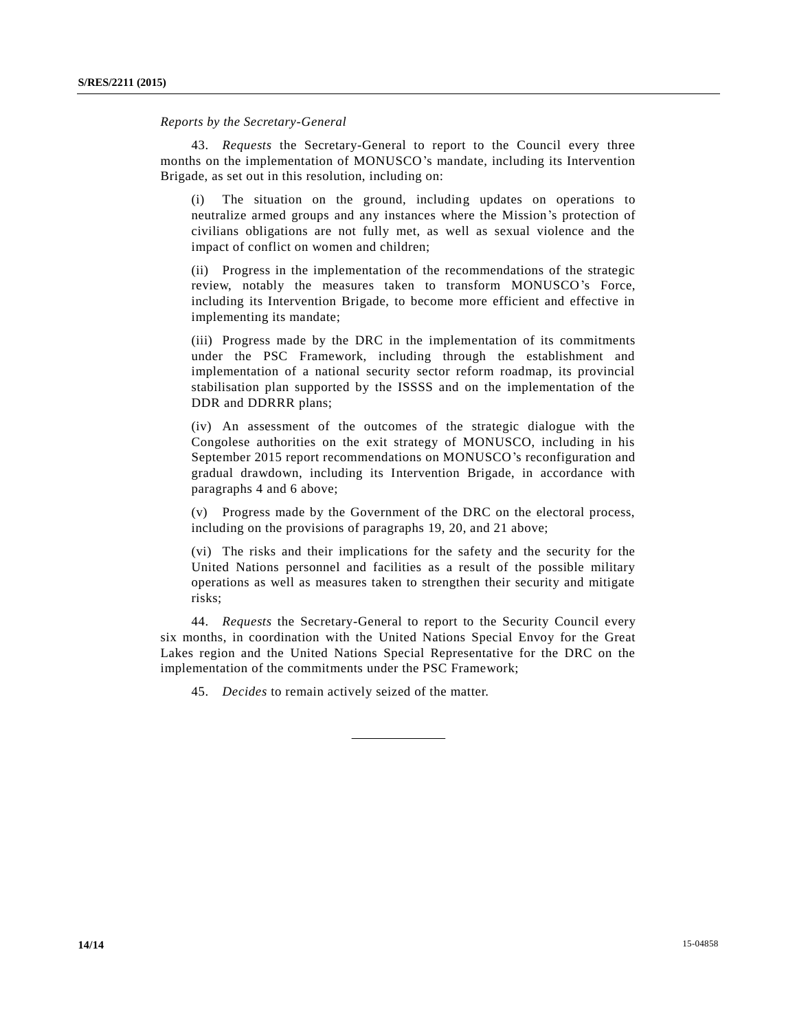*Reports by the Secretary-General*

43. *Requests* the Secretary-General to report to the Council every three months on the implementation of MONUSCO's mandate, including its Intervention Brigade, as set out in this resolution, including on:

(i) The situation on the ground, including updates on operations to neutralize armed groups and any instances where the Mission's protection of civilians obligations are not fully met, as well as sexual violence and the impact of conflict on women and children;

(ii) Progress in the implementation of the recommendations of the strategic review, notably the measures taken to transform MONUSCO's Force, including its Intervention Brigade, to become more efficient and effective in implementing its mandate;

(iii) Progress made by the DRC in the implementation of its commitments under the PSC Framework, including through the establishment and implementation of a national security sector reform roadmap, its provincial stabilisation plan supported by the ISSSS and on the implementation of the DDR and DDRRR plans;

(iv) An assessment of the outcomes of the strategic dialogue with the Congolese authorities on the exit strategy of MONUSCO, including in his September 2015 report recommendations on MONUSCO's reconfiguration and gradual drawdown, including its Intervention Brigade, in accordance with paragraphs 4 and 6 above;

(v) Progress made by the Government of the DRC on the electoral process, including on the provisions of paragraphs 19, 20, and 21 above;

(vi) The risks and their implications for the safety and the security for the United Nations personnel and facilities as a result of the possible military operations as well as measures taken to strengthen their security and mitigate risks;

44. *Requests* the Secretary-General to report to the Security Council every six months, in coordination with the United Nations Special Envoy for the Great Lakes region and the United Nations Special Representative for the DRC on the implementation of the commitments under the PSC Framework;

45. *Decides* to remain actively seized of the matter.